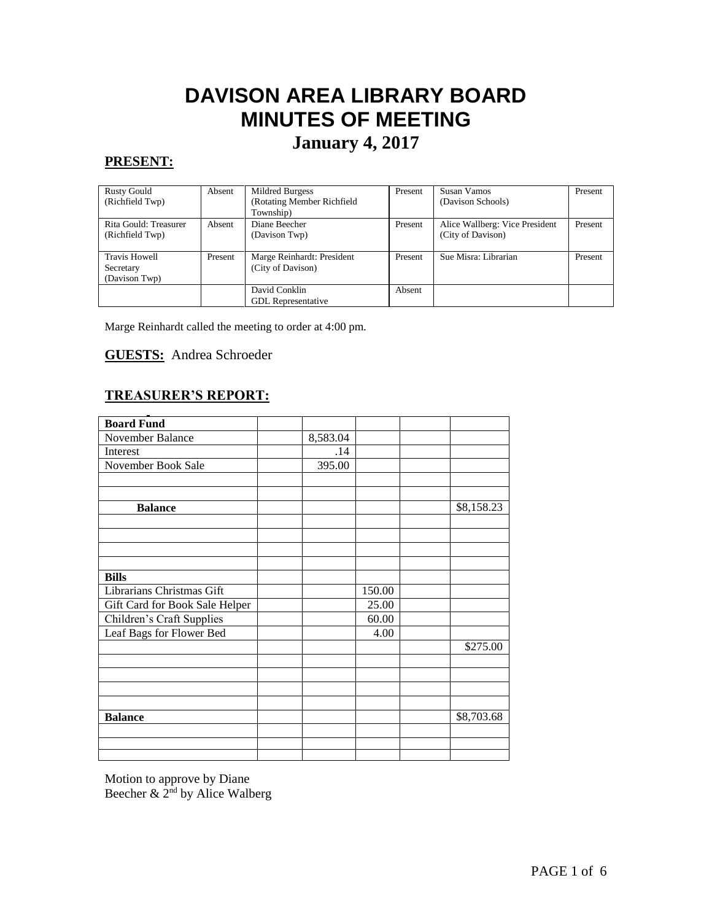# DAVISON AREA LIBRARY BOARD
# MINUTES OF MEETING
## January 4, 2017

**PRESENT:**

| | | | | | |
|---|---|---|---|---|---|
| Rusty Gould (Richfield Twp) | Absent | Mildred Burgess (Rotating Member Richfield Township) | Present | Susan Vamos (Davison Schools) | Present |
| Rita Gould: Treasurer (Richfield Twp) | Absent | Diane Beecher (Davison Twp) | Present | Alice Wallberg: Vice President (City of Davison) | Present |
| Travis Howell Secretary (Davison Twp) | Present | Marge Reinhardt: President (City of Davison) | Present | Sue Misra: Librarian | Present |
| | | David Conklin GDL Representative | Absent | | |

Marge Reinhardt called the meeting to order at 4:00 pm.

**GUESTS:** Andrea Schroeder

**TREASURER'S REPORT:**

| | | | | | |
|---|---|---|---|---|---|
| **Board Fund** | | | | | |
| November Balance | | 8,583.04 | | | |
| Interest | | .14 | | | |
| November Book Sale | | 395.00 | | | |
| | | | | | |
| | | | | | |
| **Balance** | | | | | $8,158.23 |
| | | | | | |
| | | | | | |
| | | | | | |
| | | | | | |
| **Bills** | | | | | |
| Librarians Christmas Gift | | | 150.00 | | |
| Gift Card for Book Sale Helper | | | 25.00 | | |
| Children's Craft Supplies | | | 60.00 | | |
| Leaf Bags for Flower Bed | | | 4.00 | | |
| | | | | | $275.00 |
| | | | | | |
| | | | | | |
| | | | | | |
| | | | | | |
| **Balance** | | | | | $8,703.68 |
| | | | | | |
| | | | | | |
| | | | | | |

Motion to approve by Diane Beecher & 2nd by Alice Walberg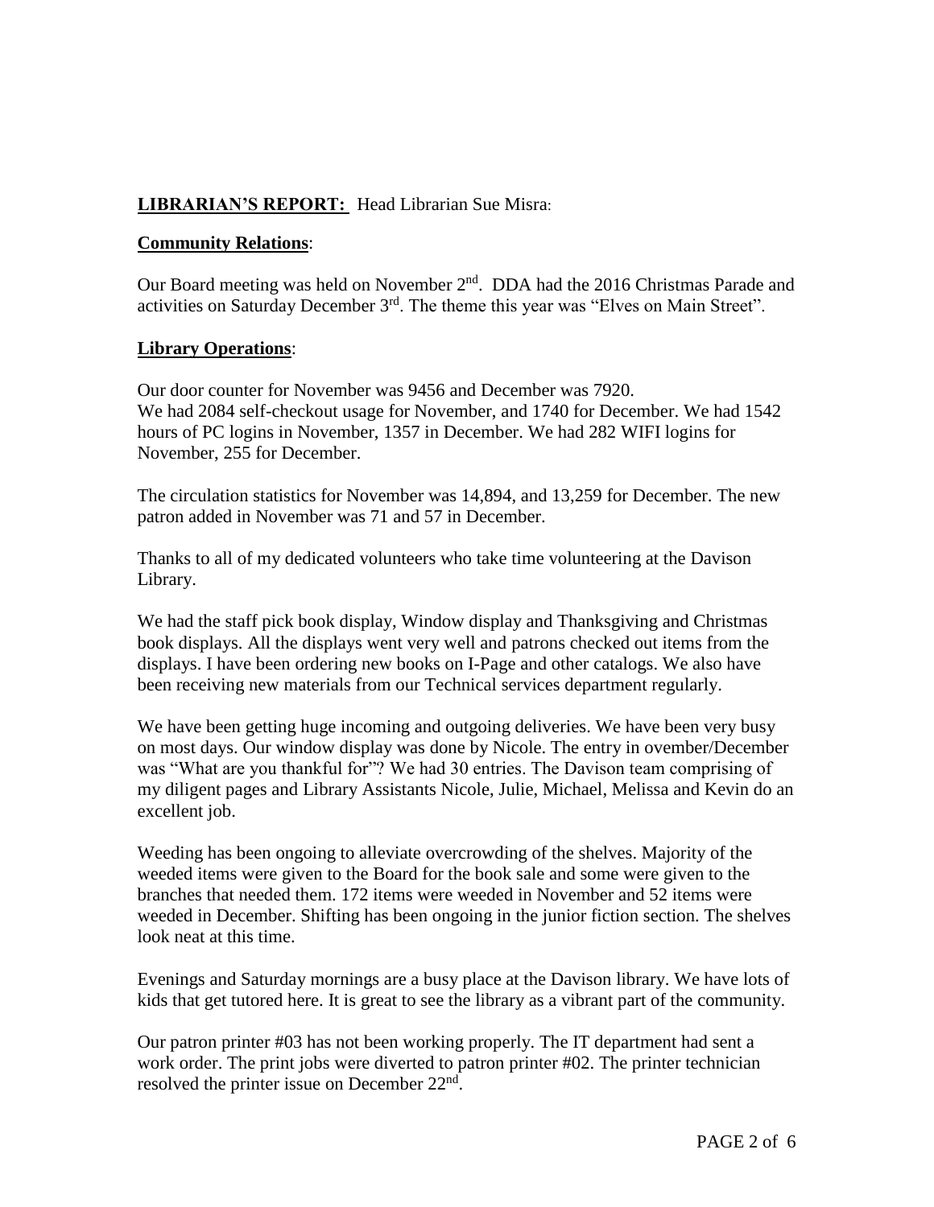**LIBRARIAN'S REPORT:** Head Librarian Sue Misra:

**Community Relations**:

Our Board meeting was held on November 2nd. DDA had the 2016 Christmas Parade and activities on Saturday December 3rd. The theme this year was "Elves on Main Street".

**Library Operations**:

Our door counter for November was 9456 and December was 7920.
We had 2084 self-checkout usage for November, and 1740 for December. We had 1542 hours of PC logins in November, 1357 in December. We had 282 WIFI logins for November, 255 for December.

The circulation statistics for November was 14,894, and 13,259 for December. The new patron added in November was 71 and 57 in December.

Thanks to all of my dedicated volunteers who take time volunteering at the Davison Library.

We had the staff pick book display, Window display and Thanksgiving and Christmas book displays. All the displays went very well and patrons checked out items from the displays. I have been ordering new books on I-Page and other catalogs. We also have been receiving new materials from our Technical services department regularly.

We have been getting huge incoming and outgoing deliveries. We have been very busy on most days. Our window display was done by Nicole. The entry in ovember/December was "What are you thankful for"? We had 30 entries. The Davison team comprising of my diligent pages and Library Assistants Nicole, Julie, Michael, Melissa and Kevin do an excellent job.

Weeding has been ongoing to alleviate overcrowding of the shelves. Majority of the weeded items were given to the Board for the book sale and some were given to the branches that needed them. 172 items were weeded in November and 52 items were weeded in December. Shifting has been ongoing in the junior fiction section. The shelves look neat at this time.

Evenings and Saturday mornings are a busy place at the Davison library. We have lots of kids that get tutored here. It is great to see the library as a vibrant part of the community.

Our patron printer #03 has not been working properly. The IT department had sent a work order. The print jobs were diverted to patron printer #02. The printer technician resolved the printer issue on December 22nd.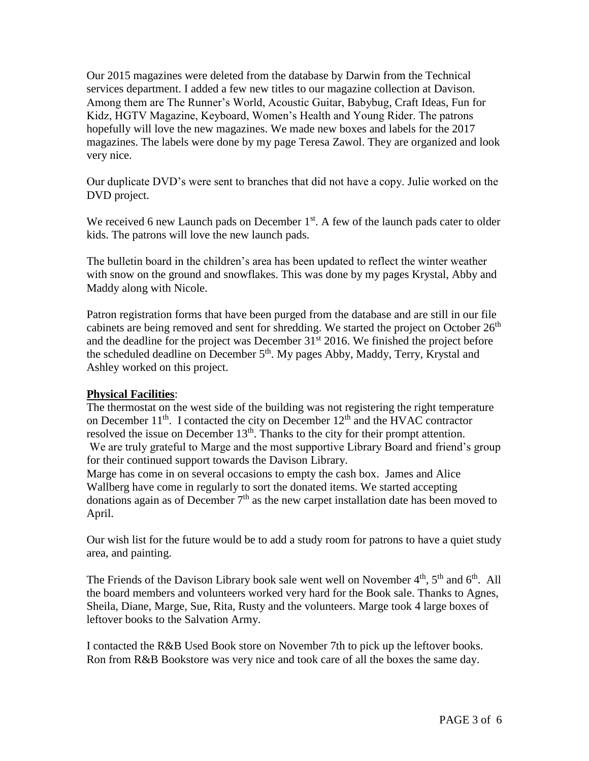Our 2015 magazines were deleted from the database by Darwin from the Technical services department. I added a few new titles to our magazine collection at Davison. Among them are The Runner's World, Acoustic Guitar, Babybug, Craft Ideas, Fun for Kidz, HGTV Magazine, Keyboard, Women's Health and Young Rider. The patrons hopefully will love the new magazines. We made new boxes and labels for the 2017 magazines. The labels were done by my page Teresa Zawol. They are organized and look very nice.

Our duplicate DVD's were sent to branches that did not have a copy. Julie worked on the DVD project.

We received 6 new Launch pads on December 1st. A few of the launch pads cater to older kids. The patrons will love the new launch pads.

The bulletin board in the children's area has been updated to reflect the winter weather with snow on the ground and snowflakes. This was done by my pages Krystal, Abby and Maddy along with Nicole.

Patron registration forms that have been purged from the database and are still in our file cabinets are being removed and sent for shredding. We started the project on October 26th and the deadline for the project was December 31st 2016. We finished the project before the scheduled deadline on December 5th. My pages Abby, Maddy, Terry, Krystal and Ashley worked on this project.

**Physical Facilities**:

The thermostat on the west side of the building was not registering the right temperature on December 11th. I contacted the city on December 12th and the HVAC contractor resolved the issue on December 13th. Thanks to the city for their prompt attention.

We are truly grateful to Marge and the most supportive Library Board and friend's group for their continued support towards the Davison Library.

Marge has come in on several occasions to empty the cash box. James and Alice Wallberg have come in regularly to sort the donated items. We started accepting donations again as of December 7th as the new carpet installation date has been moved to April.

Our wish list for the future would be to add a study room for patrons to have a quiet study area, and painting.

The Friends of the Davison Library book sale went well on November 4th, 5th and 6th. All the board members and volunteers worked very hard for the Book sale. Thanks to Agnes, Sheila, Diane, Marge, Sue, Rita, Rusty and the volunteers. Marge took 4 large boxes of leftover books to the Salvation Army.

I contacted the R&B Used Book store on November 7th to pick up the leftover books. Ron from R&B Bookstore was very nice and took care of all the boxes the same day.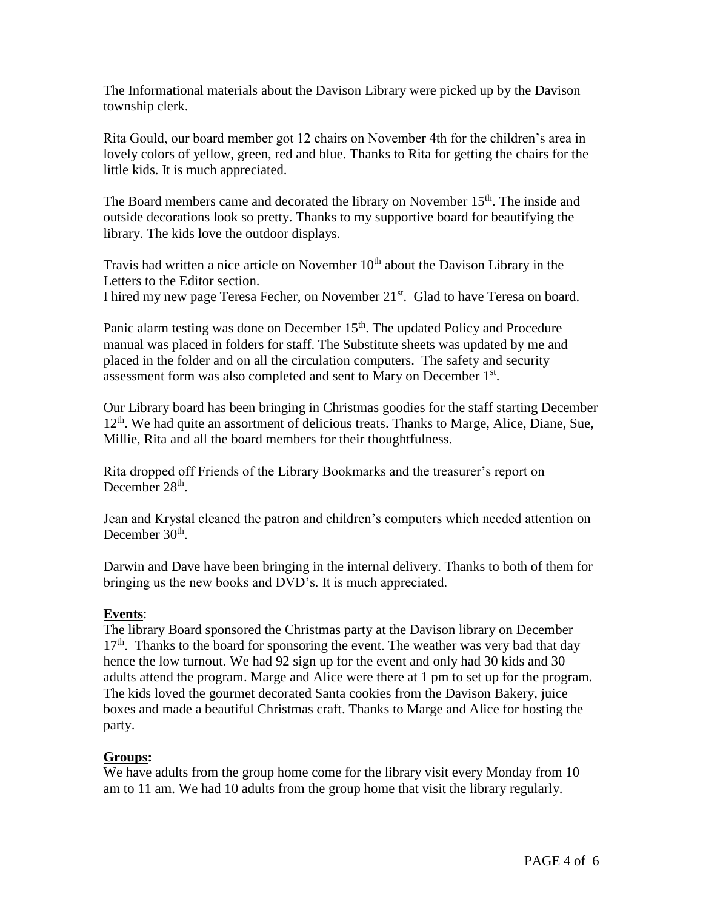The Informational materials about the Davison Library were picked up by the Davison township clerk.

Rita Gould, our board member got 12 chairs on November 4th for the children's area in lovely colors of yellow, green, red and blue. Thanks to Rita for getting the chairs for the little kids. It is much appreciated.

The Board members came and decorated the library on November 15th. The inside and outside decorations look so pretty. Thanks to my supportive board for beautifying the library. The kids love the outdoor displays.

Travis had written a nice article on November 10th about the Davison Library in the Letters to the Editor section.
I hired my new page Teresa Fecher, on November 21st. Glad to have Teresa on board.

Panic alarm testing was done on December 15th. The updated Policy and Procedure manual was placed in folders for staff. The Substitute sheets was updated by me and placed in the folder and on all the circulation computers. The safety and security assessment form was also completed and sent to Mary on December 1st.

Our Library board has been bringing in Christmas goodies for the staff starting December 12th. We had quite an assortment of delicious treats. Thanks to Marge, Alice, Diane, Sue, Millie, Rita and all the board members for their thoughtfulness.

Rita dropped off Friends of the Library Bookmarks and the treasurer's report on December 28th.

Jean and Krystal cleaned the patron and children's computers which needed attention on December 30th.

Darwin and Dave have been bringing in the internal delivery. Thanks to both of them for bringing us the new books and DVD's. It is much appreciated.

**<u>Events</u>**:
The library Board sponsored the Christmas party at the Davison library on December 17th. Thanks to the board for sponsoring the event. The weather was very bad that day hence the low turnout. We had 92 sign up for the event and only had 30 kids and 30 adults attend the program. Marge and Alice were there at 1 pm to set up for the program. The kids loved the gourmet decorated Santa cookies from the Davison Bakery, juice boxes and made a beautiful Christmas craft. Thanks to Marge and Alice for hosting the party.

**<u>Groups</u>:**
We have adults from the group home come for the library visit every Monday from 10 am to 11 am. We had 10 adults from the group home that visit the library regularly.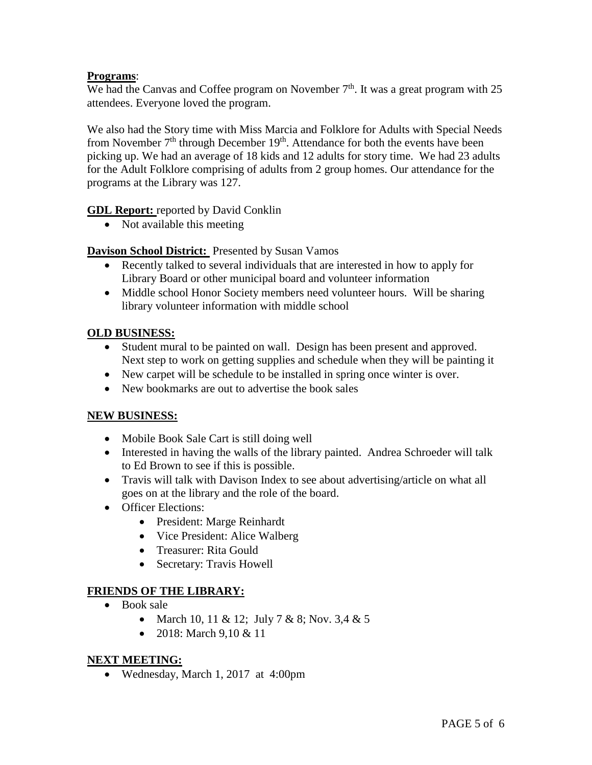**Programs**:

We had the Canvas and Coffee program on November 7th. It was a great program with 25 attendees. Everyone loved the program.

We also had the Story time with Miss Marcia and Folklore for Adults with Special Needs from November 7th through December 19th. Attendance for both the events have been picking up. We had an average of 18 kids and 12 adults for story time. We had 23 adults for the Adult Folklore comprising of adults from 2 group homes. Our attendance for the programs at the Library was 127.

**GDL Report:** reported by David Conklin

- Not available this meeting

**Davison School District:** Presented by Susan Vamos

- Recently talked to several individuals that are interested in how to apply for Library Board or other municipal board and volunteer information
- Middle school Honor Society members need volunteer hours. Will be sharing library volunteer information with middle school

**OLD BUSINESS:**

- Student mural to be painted on wall. Design has been present and approved. Next step to work on getting supplies and schedule when they will be painting it
- New carpet will be schedule to be installed in spring once winter is over.
- New bookmarks are out to advertise the book sales

**NEW BUSINESS:**

- Mobile Book Sale Cart is still doing well
- Interested in having the walls of the library painted. Andrea Schroeder will talk to Ed Brown to see if this is possible.
- Travis will talk with Davison Index to see about advertising/article on what all goes on at the library and the role of the board.
- Officer Elections:
  - President: Marge Reinhardt
  - Vice President: Alice Walberg
  - Treasurer: Rita Gould
  - Secretary: Travis Howell

**FRIENDS OF THE LIBRARY:**

- Book sale
  - March 10, 11 & 12; July 7 & 8; Nov. 3,4 & 5
  - 2018: March 9,10 & 11

**NEXT MEETING:**

- Wednesday, March 1, 2017 at 4:00pm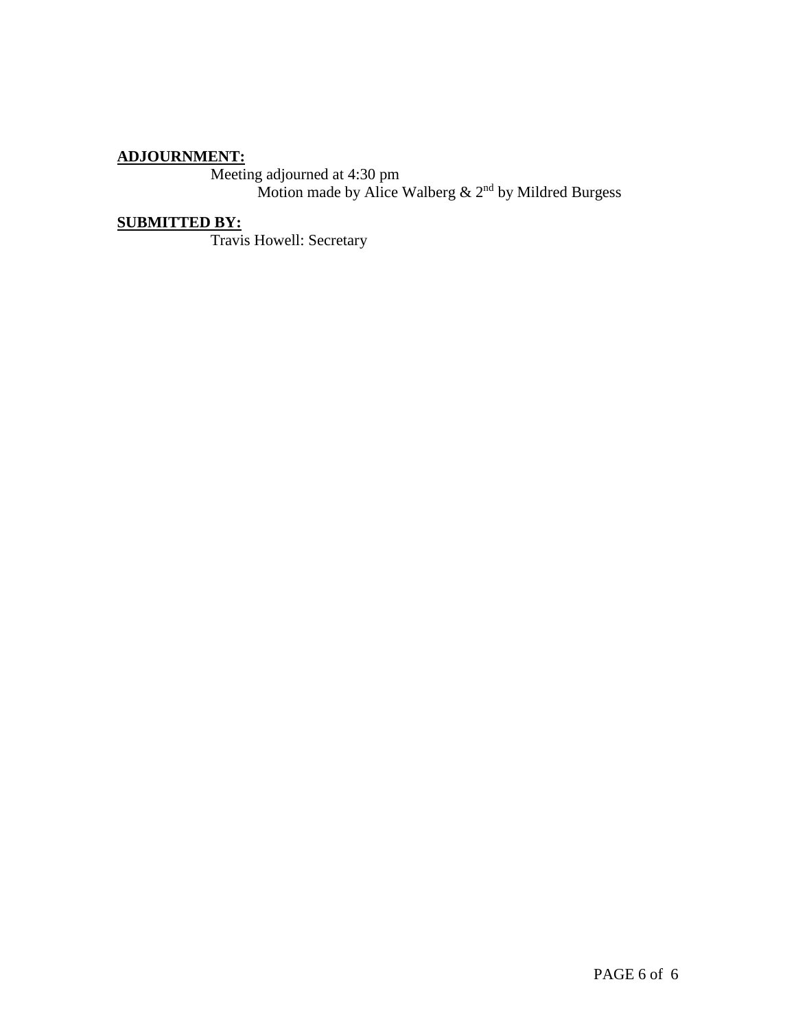**ADJOURNMENT:**

Meeting adjourned at 4:30 pm

Motion made by Alice Walberg & 2nd by Mildred Burgess

**SUBMITTED BY:**

Travis Howell: Secretary